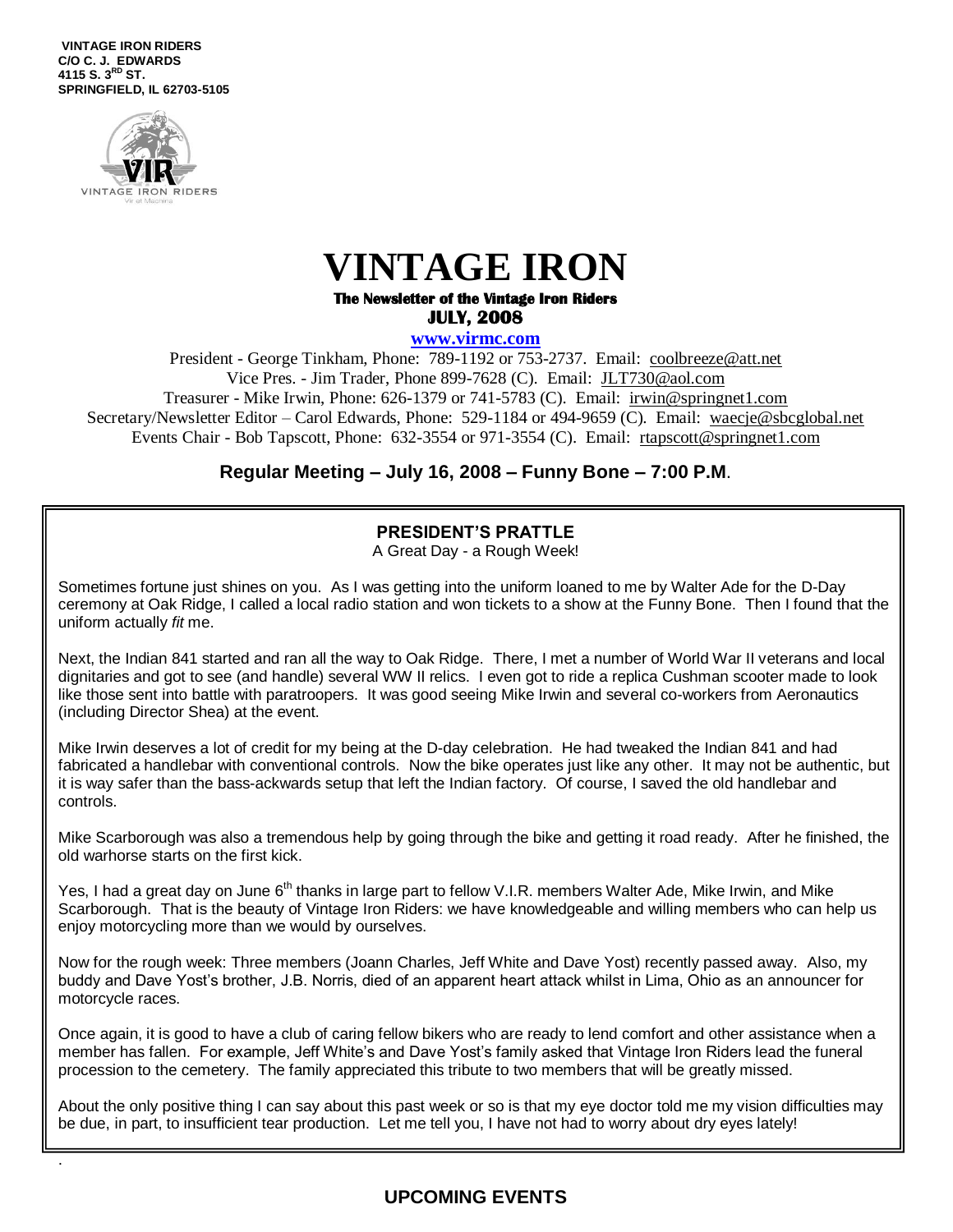**VINTAGE IRON RIDERS**
**C/O C. J. EDWARDS**
**4115 S. 3RD ST.**
**SPRINGFIELD, IL 62703-5105**

# VINTAGE IRON

**The Newsletter of the Vintage Iron Riders**
**JULY, 2008**

**www.virmc.com**

President - George Tinkham, Phone: 789-1192 or 753-2737. Email: coolbreeze@att.net
Vice Pres. - Jim Trader, Phone 899-7628 (C). Email: JLT730@aol.com
Treasurer - Mike Irwin, Phone: 626-1379 or 741-5783 (C). Email: irwin@springnet1.com
Secretary/Newsletter Editor – Carol Edwards, Phone: 529-1184 or 494-9659 (C). Email: waecje@sbcglobal.net
Events Chair - Bob Tapscott, Phone: 632-3554 or 971-3554 (C). Email: rtapscott@springnet1.com

**Regular Meeting – July 16, 2008 – Funny Bone – 7:00 P.M.**

## PRESIDENT'S PRATTLE

A Great Day - a Rough Week!

Sometimes fortune just shines on you. As I was getting into the uniform loaned to me by Walter Ade for the D-Day ceremony at Oak Ridge, I called a local radio station and won tickets to a show at the Funny Bone. Then I found that the uniform actually *fit* me.

Next, the Indian 841 started and ran all the way to Oak Ridge. There, I met a number of World War II veterans and local dignitaries and got to see (and handle) several WW II relics. I even got to ride a replica Cushman scooter made to look like those sent into battle with paratroopers. It was good seeing Mike Irwin and several co-workers from Aeronautics (including Director Shea) at the event.

Mike Irwin deserves a lot of credit for my being at the D-day celebration. He had tweaked the Indian 841 and had fabricated a handlebar with conventional controls. Now the bike operates just like any other. It may not be authentic, but it is way safer than the bass-ackwards setup that left the Indian factory. Of course, I saved the old handlebar and controls.

Mike Scarborough was also a tremendous help by going through the bike and getting it road ready. After he finished, the old warhorse starts on the first kick.

Yes, I had a great day on June 6th thanks in large part to fellow V.I.R. members Walter Ade, Mike Irwin, and Mike Scarborough. That is the beauty of Vintage Iron Riders: we have knowledgeable and willing members who can help us enjoy motorcycling more than we would by ourselves.

Now for the rough week: Three members (Joann Charles, Jeff White and Dave Yost) recently passed away. Also, my buddy and Dave Yost's brother, J.B. Norris, died of an apparent heart attack whilst in Lima, Ohio as an announcer for motorcycle races.

Once again, it is good to have a club of caring fellow bikers who are ready to lend comfort and other assistance when a member has fallen. For example, Jeff White's and Dave Yost's family asked that Vintage Iron Riders lead the funeral procession to the cemetery. The family appreciated this tribute to two members that will be greatly missed.

About the only positive thing I can say about this past week or so is that my eye doctor told me my vision difficulties may be due, in part, to insufficient tear production. Let me tell you, I have not had to worry about dry eyes lately!

## UPCOMING EVENTS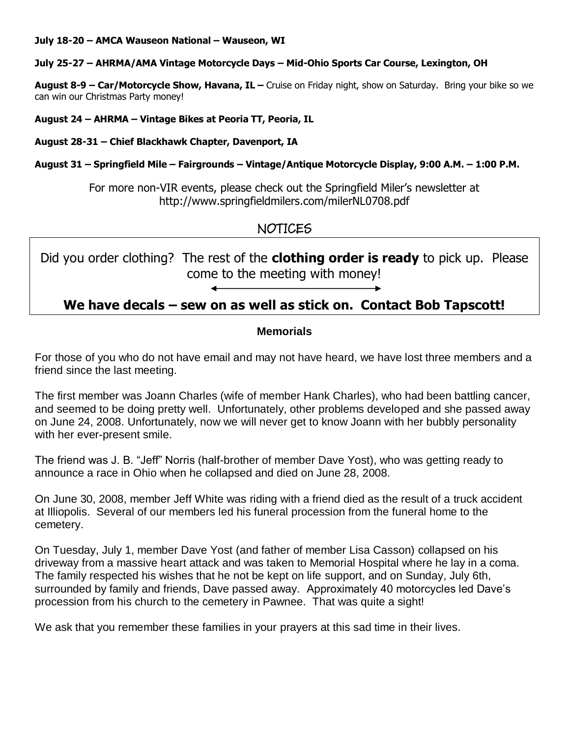**July 18-20 – AMCA Wauseon National – Wauseon, WI**

**July 25-27 – AHRMA/AMA Vintage Motorcycle Days – Mid-Ohio Sports Car Course, Lexington, OH**

**August 8-9 – Car/Motorcycle Show, Havana, IL –** Cruise on Friday night, show on Saturday. Bring your bike so we can win our Christmas Party money!

**August 24 – AHRMA – Vintage Bikes at Peoria TT, Peoria, IL**

**August 28-31 – Chief Blackhawk Chapter, Davenport, IA**

**August 31 – Springfield Mile – Fairgrounds – Vintage/Antique Motorcycle Display, 9:00 A.M. – 1:00 P.M.**

For more non-VIR events, please check out the Springfield Miler's newsletter at http://www.springfieldmilers.com/milerNL0708.pdf

## NOTICES

Did you order clothing? The rest of the **clothing order is ready** to pick up. Please come to the meeting with money!

**We have decals – sew on as well as stick on. Contact Bob Tapscott!**

### Memorials

For those of you who do not have email and may not have heard, we have lost three members and a friend since the last meeting.

The first member was Joann Charles (wife of member Hank Charles), who had been battling cancer, and seemed to be doing pretty well. Unfortunately, other problems developed and she passed away on June 24, 2008. Unfortunately, now we will never get to know Joann with her bubbly personality with her ever-present smile.

The friend was J. B. "Jeff" Norris (half-brother of member Dave Yost), who was getting ready to announce a race in Ohio when he collapsed and died on June 28, 2008.

On June 30, 2008, member Jeff White was riding with a friend died as the result of a truck accident at Illiopolis. Several of our members led his funeral procession from the funeral home to the cemetery.

On Tuesday, July 1, member Dave Yost (and father of member Lisa Casson) collapsed on his driveway from a massive heart attack and was taken to Memorial Hospital where he lay in a coma. The family respected his wishes that he not be kept on life support, and on Sunday, July 6th, surrounded by family and friends, Dave passed away. Approximately 40 motorcycles led Dave's procession from his church to the cemetery in Pawnee. That was quite a sight!

We ask that you remember these families in your prayers at this sad time in their lives.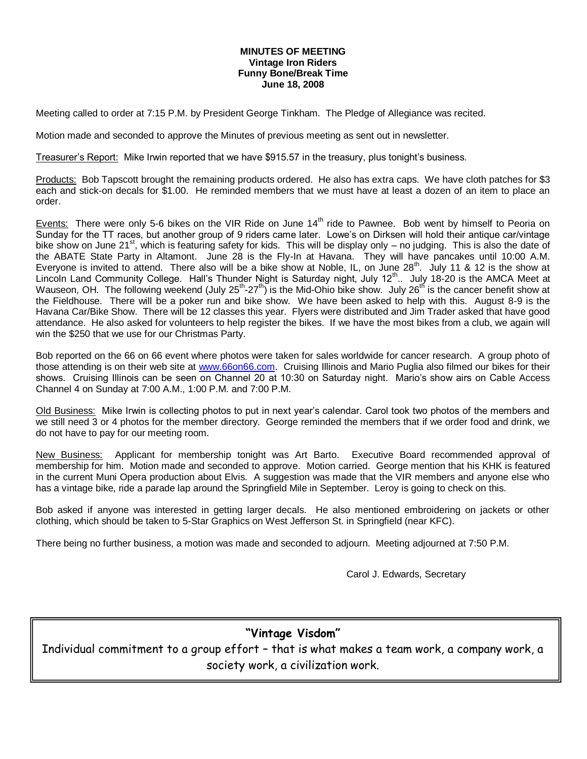**MINUTES OF MEETING**
**Vintage Iron Riders**
**Funny Bone/Break Time**
**June 18, 2008**

Meeting called to order at 7:15 P.M. by President George Tinkham. The Pledge of Allegiance was recited.

Motion made and seconded to approve the Minutes of previous meeting as sent out in newsletter.

Treasurer's Report: Mike Irwin reported that we have $915.57 in the treasury, plus tonight's business.

Products: Bob Tapscott brought the remaining products ordered. He also has extra caps. We have cloth patches for $3 each and stick-on decals for $1.00. He reminded members that we must have at least a dozen of an item to place an order.

Events: There were only 5-6 bikes on the VIR Ride on June 14th ride to Pawnee. Bob went by himself to Peoria on Sunday for the TT races, but another group of 9 riders came later. Lowe's on Dirksen will hold their antique car/vintage bike show on June 21st, which is featuring safety for kids. This will be display only – no judging. This is also the date of the ABATE State Party in Altamont. June 28 is the Fly-In at Havana. They will have pancakes until 10:00 A.M. Everyone is invited to attend. There also will be a bike show at Noble, IL, on June 28th. July 11 & 12 is the show at Lincoln Land Community College. Hall's Thunder Night is Saturday night, July 12th.. July 18-20 is the AMCA Meet at Wauseon, OH. The following weekend (July 25th-27th) is the Mid-Ohio bike show. July 26th is the cancer benefit show at the Fieldhouse. There will be a poker run and bike show. We have been asked to help with this. August 8-9 is the Havana Car/Bike Show. There will be 12 classes this year. Flyers were distributed and Jim Trader asked that have good attendance. He also asked for volunteers to help register the bikes. If we have the most bikes from a club, we again will win the $250 that we use for our Christmas Party.

Bob reported on the 66 on 66 event where photos were taken for sales worldwide for cancer research. A group photo of those attending is on their web site at www.66on66.com. Cruising Illinois and Mario Puglia also filmed our bikes for their shows. Cruising Illinois can be seen on Channel 20 at 10:30 on Saturday night. Mario's show airs on Cable Access Channel 4 on Sunday at 7:00 A.M., 1:00 P.M. and 7:00 P.M.

Old Business: Mike Irwin is collecting photos to put in next year's calendar. Carol took two photos of the members and we still need 3 or 4 photos for the member directory. George reminded the members that if we order food and drink, we do not have to pay for our meeting room.

New Business: Applicant for membership tonight was Art Barto. Executive Board recommended approval of membership for him. Motion made and seconded to approve. Motion carried. George mention that his KHK is featured in the current Muni Opera production about Elvis. A suggestion was made that the VIR members and anyone else who has a vintage bike, ride a parade lap around the Springfield Mile in September. Leroy is going to check on this.

Bob asked if anyone was interested in getting larger decals. He also mentioned embroidering on jackets or other clothing, which should be taken to 5-Star Graphics on West Jefferson St. in Springfield (near KFC).

There being no further business, a motion was made and seconded to adjourn. Meeting adjourned at 7:50 P.M.

Carol J. Edwards, Secretary

**"Vintage Visdom"**

Individual commitment to a group effort – that is what makes a team work, a company work, a society work, a civilization work.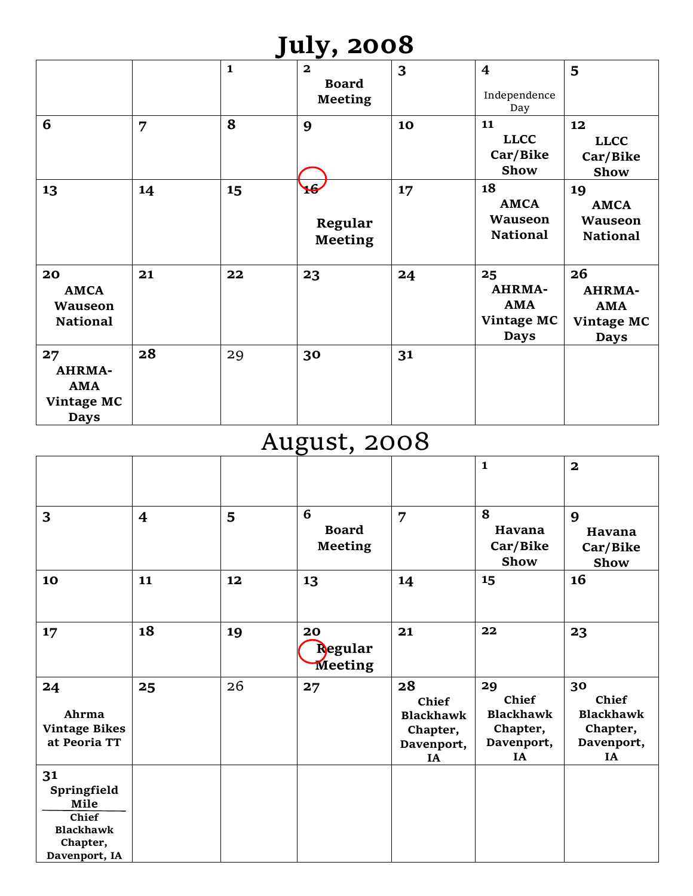# July, 2008

| | | | | | | |
|---|---|---|---|---|---|---|
| | | 1 | 2 Board Meeting | 3 | 4 Independence Day | 5 |
| 6 | 7 | 8 | 9 | 10 | 11 LLCC Car/Bike Show | 12 LLCC Car/Bike Show |
| 13 | 14 | 15 | 16 Regular Meeting | 17 | 18 AMCA Wauseon National | 19 AMCA Wauseon National |
| 20 AMCA Wauseon National | 21 | 22 | 23 | 24 | 25 AHRMA-AMA Vintage MC Days | 26 AHRMA-AMA Vintage MC Days |
| 27 AHRMA-AMA Vintage MC Days | 28 | 29 | 30 | 31 | | |

# August, 2008

| | | | | | | |
|---|---|---|---|---|---|---|
| | | | | | 1 | 2 |
| 3 | 4 | 5 | 6 Board Meeting | 7 | 8 Havana Car/Bike Show | 9 Havana Car/Bike Show |
| 10 | 11 | 12 | 13 | 14 | 15 | 16 |
| 17 | 18 | 19 | 20 Regular Meeting | 21 | 22 | 23 |
| 24 Ahrma Vintage Bikes at Peoria TT | 25 | 26 | 27 | 28 Chief Blackhawk Chapter, Davenport, IA | 29 Chief Blackhawk Chapter, Davenport, IA | 30 Chief Blackhawk Chapter, Davenport, IA |
| 31 Springfield Mile / Chief Blackhawk Chapter, Davenport, IA | | | | | | |